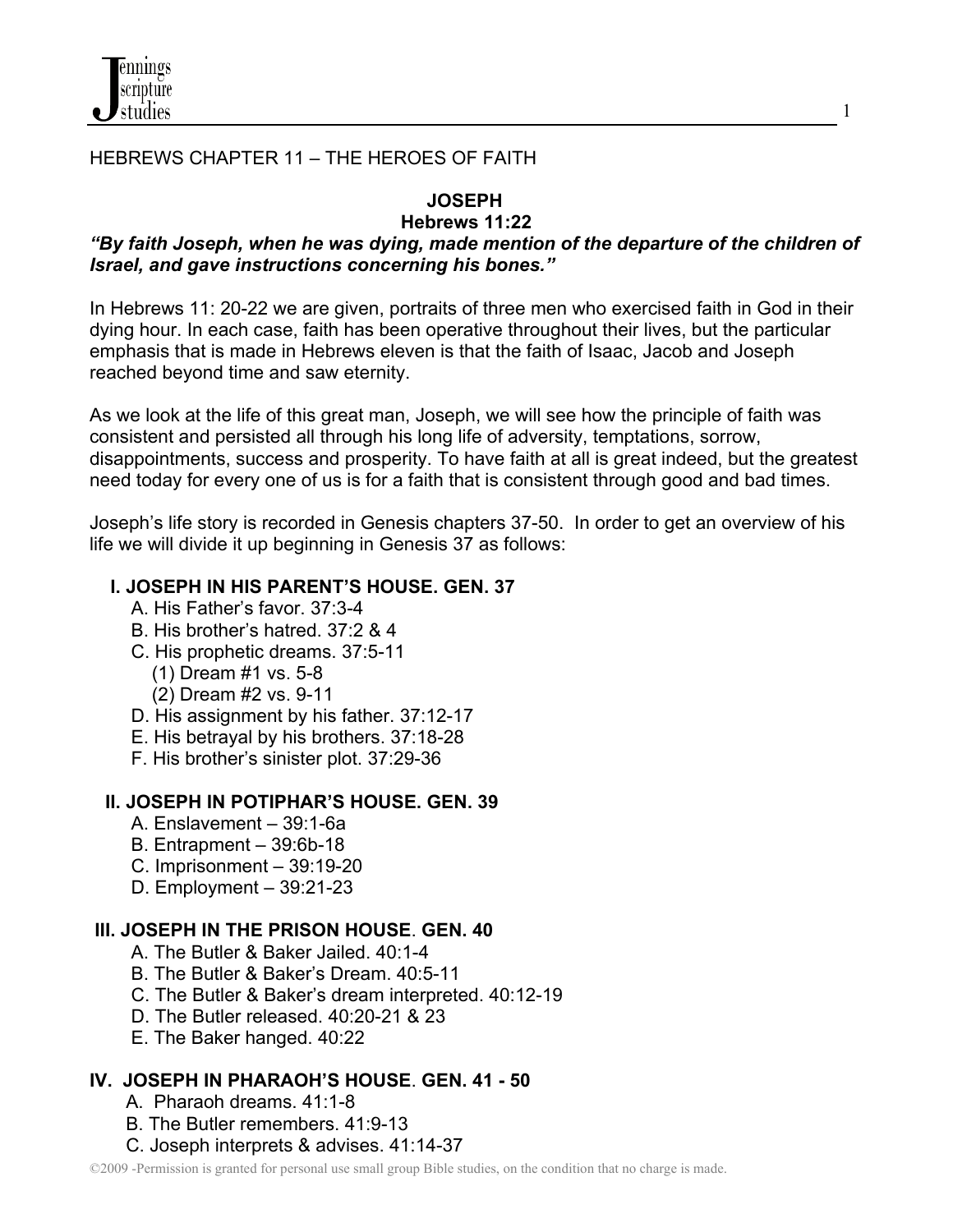HEBREWS CHAPTER 11 – THE HEROES OF FAITH

## JOSEPH
### Hebrews 11:22

***"By faith Joseph, when he was dying, made mention of the departure of the children of Israel, and gave instructions concerning his bones."***

In Hebrews 11: 20-22 we are given, portraits of three men who exercised faith in God in their dying hour. In each case, faith has been operative throughout their lives, but the particular emphasis that is made in Hebrews eleven is that the faith of Isaac, Jacob and Joseph reached beyond time and saw eternity.

As we look at the life of this great man, Joseph, we will see how the principle of faith was consistent and persisted all through his long life of adversity, temptations, sorrow, disappointments, success and prosperity. To have faith at all is great indeed, but the greatest need today for every one of us is for a faith that is consistent through good and bad times.

Joseph's life story is recorded in Genesis chapters 37-50. In order to get an overview of his life we will divide it up beginning in Genesis 37 as follows:

**I. JOSEPH IN HIS PARENT'S HOUSE. GEN. 37**

- A. His Father's favor. 37:3-4
- B. His brother's hatred. 37:2 & 4
- C. His prophetic dreams. 37:5-11
  - (1) Dream #1 vs. 5-8
  - (2) Dream #2 vs. 9-11
- D. His assignment by his father. 37:12-17
- E. His betrayal by his brothers. 37:18-28
- F. His brother's sinister plot. 37:29-36

**II. JOSEPH IN POTIPHAR'S HOUSE. GEN. 39**

- A. Enslavement – 39:1-6a
- B. Entrapment – 39:6b-18
- C. Imprisonment – 39:19-20
- D. Employment – 39:21-23

**III. JOSEPH IN THE PRISON HOUSE. GEN. 40**

- A. The Butler & Baker Jailed. 40:1-4
- B. The Butler & Baker's Dream. 40:5-11
- C. The Butler & Baker's dream interpreted. 40:12-19
- D. The Butler released. 40:20-21 & 23
- E. The Baker hanged. 40:22

**IV. JOSEPH IN PHARAOH'S HOUSE. GEN. 41 - 50**

- A. Pharaoh dreams. 41:1-8
- B. The Butler remembers. 41:9-13
- C. Joseph interprets & advises. 41:14-37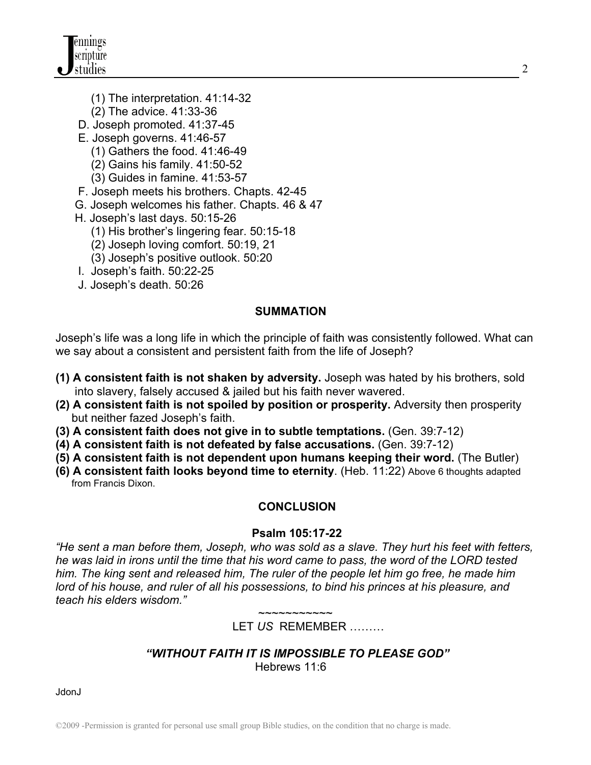(1) The interpretation. 41:14-32
(2) The advice. 41:33-36

D. Joseph promoted. 41:37-45

E. Joseph governs. 41:46-57
(1) Gathers the food. 41:46-49
(2) Gains his family. 41:50-52
(3) Guides in famine. 41:53-57

F. Joseph meets his brothers. Chapts. 42-45

G. Joseph welcomes his father. Chapts. 46 & 47

H. Joseph's last days. 50:15-26
(1) His brother's lingering fear. 50:15-18
(2) Joseph loving comfort. 50:19, 21
(3) Joseph's positive outlook. 50:20

I. Joseph's faith. 50:22-25

J. Joseph's death. 50:26

## SUMMATION

Joseph's life was a long life in which the principle of faith was consistently followed. What can we say about a consistent and persistent faith from the life of Joseph?

**(1) A consistent faith is not shaken by adversity.** Joseph was hated by his brothers, sold into slavery, falsely accused & jailed but his faith never wavered.

**(2) A consistent faith is not spoiled by position or prosperity.** Adversity then prosperity but neither fazed Joseph's faith.

**(3) A consistent faith does not give in to subtle temptations.** (Gen. 39:7-12)

**(4) A consistent faith is not defeated by false accusations.** (Gen. 39:7-12)

**(5) A consistent faith is not dependent upon humans keeping their word.** (The Butler)

**(6) A consistent faith looks beyond time to eternity**. (Heb. 11:22) Above 6 thoughts adapted from Francis Dixon.

## CONCLUSION

**Psalm 105:17-22**

*"He sent a man before them, Joseph, who was sold as a slave. They hurt his feet with fetters, he was laid in irons until the time that his word came to pass, the word of the LORD tested him. The king sent and released him, The ruler of the people let him go free, he made him lord of his house, and ruler of all his possessions, to bind his princes at his pleasure, and teach his elders wisdom."*

~~~~~~~~~~~

LET *US* REMEMBER ………

***"WITHOUT FAITH IT IS IMPOSSIBLE TO PLEASE GOD"***
Hebrews 11:6

JdonJ

©2009 -Permission is granted for personal use small group Bible studies, on the condition that no charge is made.